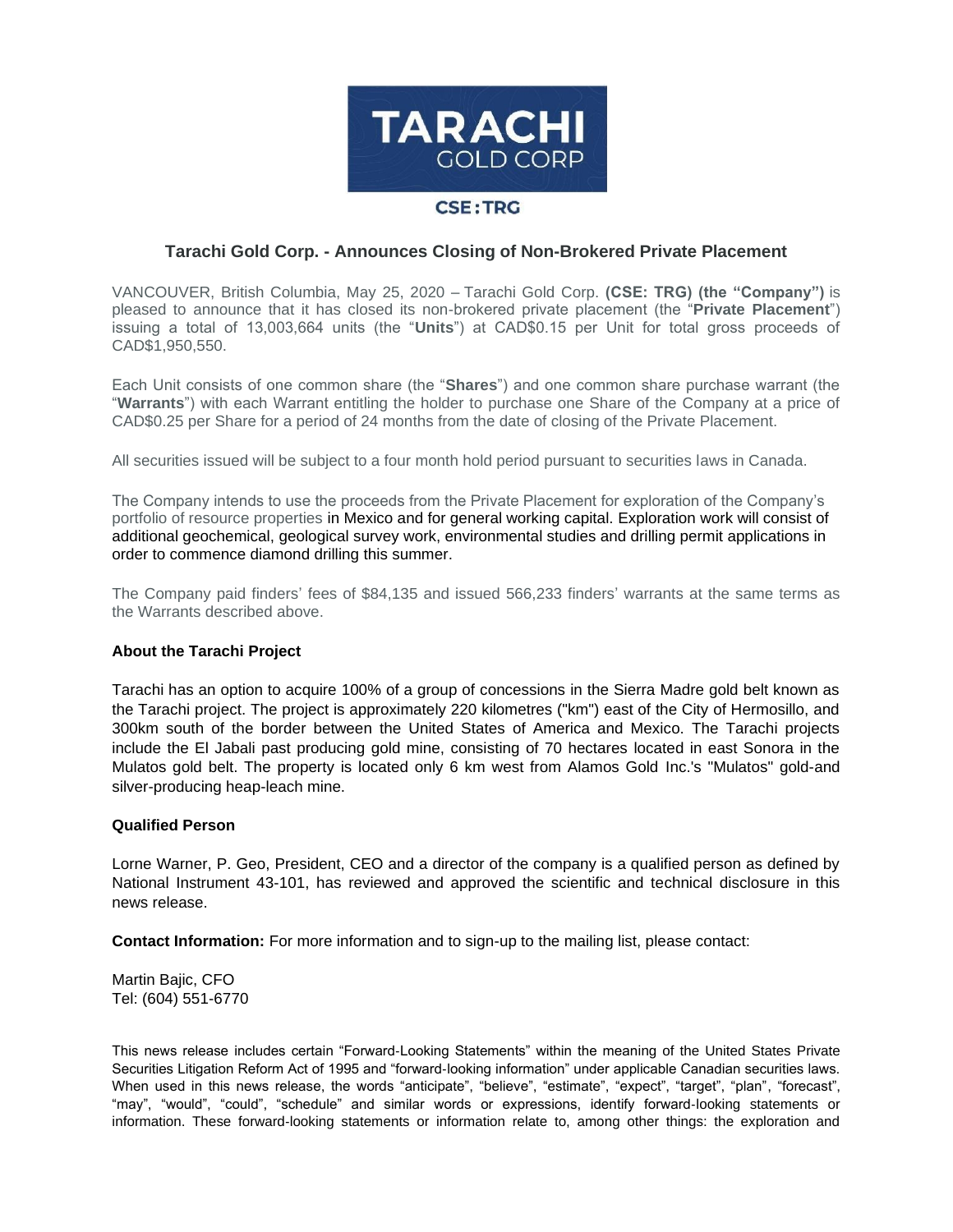**TARACHI GOLD CORP**

**CSE:TRG**

## Tarachi Gold Corp. - Announces Closing of Non-Brokered Private Placement

VANCOUVER, British Columbia, May 25, 2020 – Tarachi Gold Corp. **(CSE: TRG) (the "Company")** is pleased to announce that it has closed its non-brokered private placement (the "**Private Placement**") issuing a total of 13,003,664 units (the "**Units**") at CAD$0.15 per Unit for total gross proceeds of CAD$1,950,550.

Each Unit consists of one common share (the "**Shares**") and one common share purchase warrant (the "**Warrants**") with each Warrant entitling the holder to purchase one Share of the Company at a price of CAD$0.25 per Share for a period of 24 months from the date of closing of the Private Placement.

All securities issued will be subject to a four month hold period pursuant to securities laws in Canada.

The Company intends to use the proceeds from the Private Placement for exploration of the Company's portfolio of resource properties in Mexico and for general working capital. Exploration work will consist of additional geochemical, geological survey work, environmental studies and drilling permit applications in order to commence diamond drilling this summer.

The Company paid finders' fees of $84,135 and issued 566,233 finders' warrants at the same terms as the Warrants described above.

### About the Tarachi Project

Tarachi has an option to acquire 100% of a group of concessions in the Sierra Madre gold belt known as the Tarachi project. The project is approximately 220 kilometres ("km") east of the City of Hermosillo, and 300km south of the border between the United States of America and Mexico. The Tarachi projects include the El Jabali past producing gold mine, consisting of 70 hectares located in east Sonora in the Mulatos gold belt. The property is located only 6 km west from Alamos Gold Inc.'s "Mulatos" gold-and silver-producing heap-leach mine.

### Qualified Person

Lorne Warner, P. Geo, President, CEO and a director of the company is a qualified person as defined by National Instrument 43-101, has reviewed and approved the scientific and technical disclosure in this news release.

**Contact Information:** For more information and to sign-up to the mailing list, please contact:

Martin Bajic, CFO
Tel: (604) 551-6770

This news release includes certain "Forward-Looking Statements" within the meaning of the United States Private Securities Litigation Reform Act of 1995 and "forward-looking information" under applicable Canadian securities laws. When used in this news release, the words "anticipate", "believe", "estimate", "expect", "target", "plan", "forecast", "may", "would", "could", "schedule" and similar words or expressions, identify forward-looking statements or information. These forward-looking statements or information relate to, among other things: the exploration and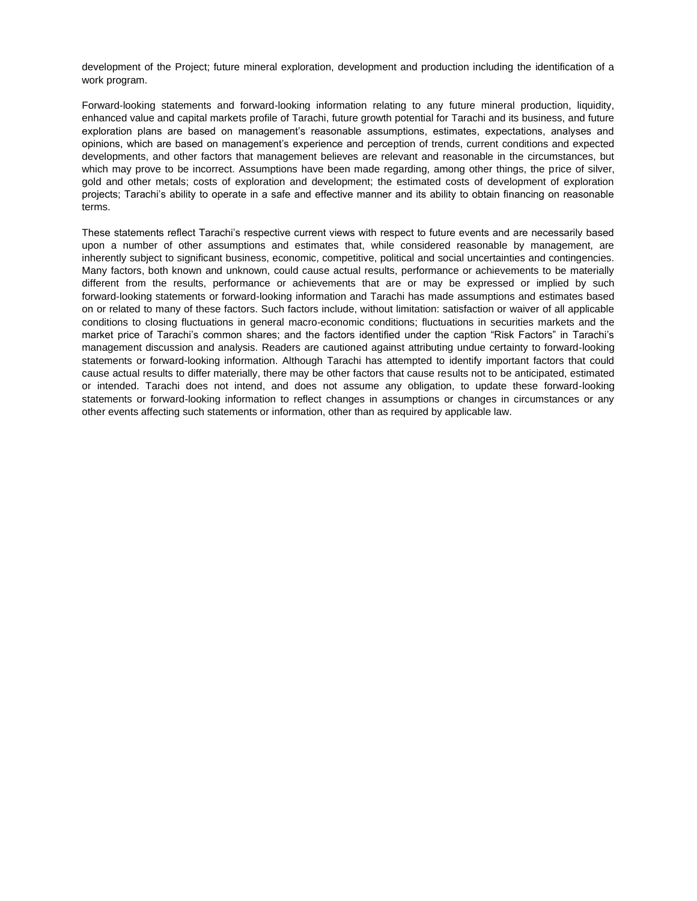development of the Project; future mineral exploration, development and production including the identification of a work program.

Forward-looking statements and forward-looking information relating to any future mineral production, liquidity, enhanced value and capital markets profile of Tarachi, future growth potential for Tarachi and its business, and future exploration plans are based on management's reasonable assumptions, estimates, expectations, analyses and opinions, which are based on management's experience and perception of trends, current conditions and expected developments, and other factors that management believes are relevant and reasonable in the circumstances, but which may prove to be incorrect. Assumptions have been made regarding, among other things, the price of silver, gold and other metals; costs of exploration and development; the estimated costs of development of exploration projects; Tarachi's ability to operate in a safe and effective manner and its ability to obtain financing on reasonable terms.

These statements reflect Tarachi's respective current views with respect to future events and are necessarily based upon a number of other assumptions and estimates that, while considered reasonable by management, are inherently subject to significant business, economic, competitive, political and social uncertainties and contingencies. Many factors, both known and unknown, could cause actual results, performance or achievements to be materially different from the results, performance or achievements that are or may be expressed or implied by such forward-looking statements or forward-looking information and Tarachi has made assumptions and estimates based on or related to many of these factors. Such factors include, without limitation: satisfaction or waiver of all applicable conditions to closing fluctuations in general macro-economic conditions; fluctuations in securities markets and the market price of Tarachi's common shares; and the factors identified under the caption "Risk Factors" in Tarachi's management discussion and analysis. Readers are cautioned against attributing undue certainty to forward-looking statements or forward-looking information. Although Tarachi has attempted to identify important factors that could cause actual results to differ materially, there may be other factors that cause results not to be anticipated, estimated or intended. Tarachi does not intend, and does not assume any obligation, to update these forward-looking statements or forward-looking information to reflect changes in assumptions or changes in circumstances or any other events affecting such statements or information, other than as required by applicable law.